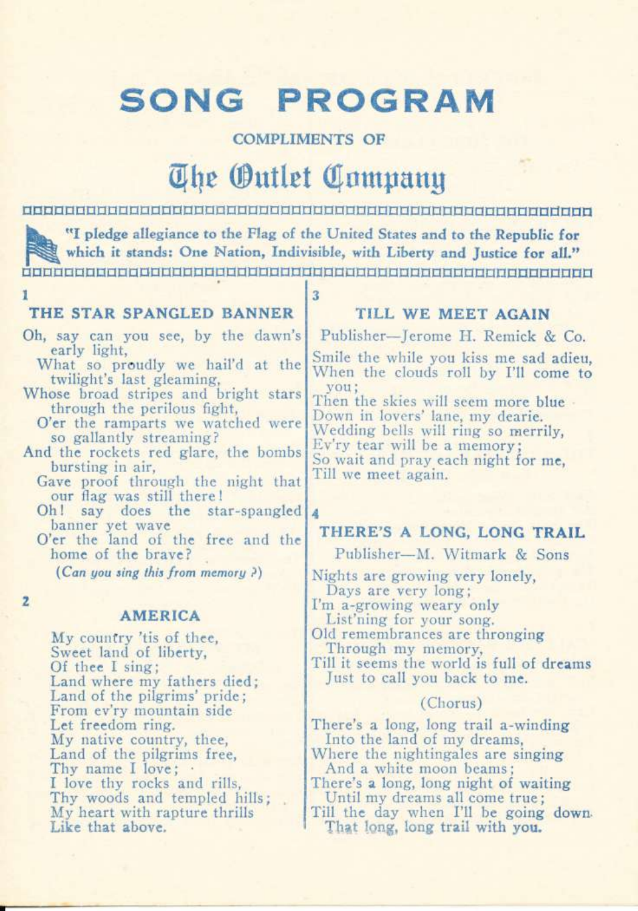# SONG PROGRAM

COMPLIMENTS OF

## The Outlet Company

**"I pledge allegiance to the Flag of the United States and to the Republic for which it stands: One Nation, Indivisible, with Liberty and Justice for all."**

1

### THE STAR SPANGLED BANNER

Oh, say can you see, by the dawn's early light,
What so proudly we hail'd at the twilight's last gleaming,
Whose broad stripes and bright stars through the perilous fight,
O'er the ramparts we watched were so gallantly streaming?
And the rockets red glare, the bombs bursting in air,
Gave proof through the night that our flag was still there!
Oh! say does the star-spangled banner yet wave
O'er the land of the free and the home of the brave?

*(Can you sing this from memory ?)*

2

### AMERICA

My country 'tis of thee,
Sweet land of liberty,
Of thee I sing;
Land where my fathers died;
Land of the pilgrims' pride;
From ev'ry mountain side
Let freedom ring.
My native country, thee,
Land of the pilgrims free,
Thy name I love;
I love thy rocks and rills,
Thy woods and templed hills;
My heart with rapture thrills
Like that above.

3

### TILL WE MEET AGAIN

Publisher—Jerome H. Remick & Co.

Smile the while you kiss me sad adieu,
When the clouds roll by I'll come to you;
Then the skies will seem more blue
Down in lovers' lane, my dearie.
Wedding bells will ring so merrily,
Ev'ry tear will be a memory;
So wait and pray each night for me,
Till we meet again.

4

### THERE'S A LONG, LONG TRAIL

Publisher—M. Witmark & Sons

Nights are growing very lonely,
Days are very long;
I'm a-growing weary only
List'ning for your song.
Old remembrances are thronging
Through my memory,
Till it seems the world is full of dreams
Just to call you back to me.

(Chorus)

There's a long, long trail a-winding
Into the land of my dreams,
Where the nightingales are singing
And a white moon beams;
There's a long, long night of waiting
Until my dreams all come true;
Till the day when I'll be going down
That long, long trail with you.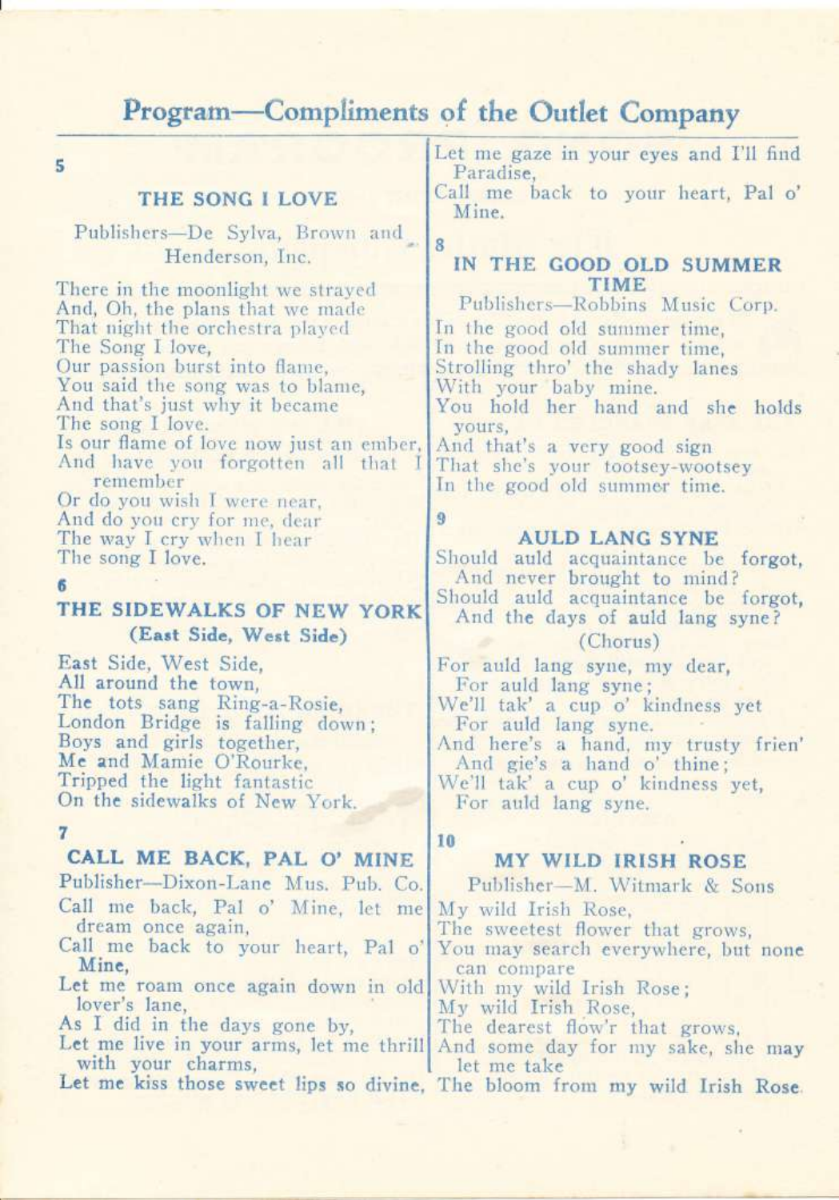# Program—Compliments of the Outlet Company

5

## THE SONG I LOVE

Publishers—De Sylva, Brown and Henderson, Inc.

There in the moonlight we strayed
And, Oh, the plans that we made
That night the orchestra played
The Song I love,
Our passion burst into flame,
You said the song was to blame,
And that's just why it became
The song I love.
Is our flame of love now just an ember,
And have you forgotten all that I remember
Or do you wish I were near,
And do you cry for me, dear
The way I cry when I hear
The song I love.

6

## THE SIDEWALKS OF NEW YORK

**(East Side, West Side)**

East Side, West Side,
All around the town,
The tots sang Ring-a-Rosie,
London Bridge is falling down;
Boys and girls together,
Me and Mamie O'Rourke,
Tripped the light fantastic
On the sidewalks of New York.

7

## CALL ME BACK, PAL O' MINE

Publisher—Dixon-Lane Mus. Pub. Co.

Call me back, Pal o' Mine, let me dream once again,
Call me back to your heart, Pal o' Mine,
Let me roam once again down in old lover's lane,
As I did in the days gone by,
Let me live in your arms, let me thrill with your charms,
Let me kiss those sweet lips so divine,
Let me gaze in your eyes and I'll find Paradise,
Call me back to your heart, Pal o' Mine.

8

## IN THE GOOD OLD SUMMER TIME

Publishers—Robbins Music Corp.

In the good old summer time,
In the good old summer time,
Strolling thro' the shady lanes
With your baby mine.
You hold her hand and she holds yours,
And that's a very good sign
That she's your tootsey-wootsey
In the good old summer time.

9

## AULD LANG SYNE

Should auld acquaintance be forgot,
And never brought to mind?
Should auld acquaintance be forgot,
And the days of auld lang syne?

(Chorus)

For auld lang syne, my dear,
For auld lang syne;
We'll tak' a cup o' kindness yet
For auld lang syne.
And here's a hand, my trusty frien'
And gie's a hand o' thine;
We'll tak' a cup o' kindness yet,
For auld lang syne.

10

## MY WILD IRISH ROSE

Publisher—M. Witmark & Sons

My wild Irish Rose,
The sweetest flower that grows,
You may search everywhere, but none can compare
With my wild Irish Rose;
My wild Irish Rose,
The dearest flow'r that grows,
And some day for my sake, she may let me take
The bloom from my wild Irish Rose.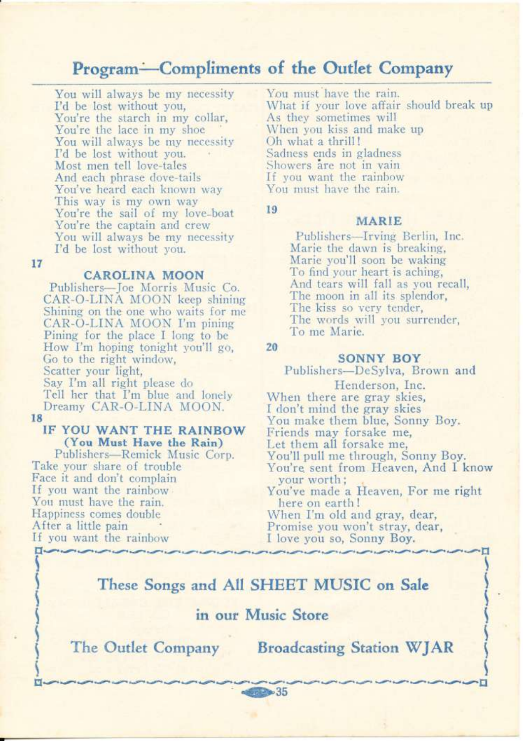## Program—Compliments of the Outlet Company

You will always be my necessity
I'd be lost without you,
You're the starch in my collar,
You're the lace in my shoe
You will always be my necessity
I'd be lost without you.
Most men tell love-tales
And each phrase dove-tails
You've heard each known way
This way is my own way
You're the sail of my love-boat
You're the captain and crew
You will always be my necessity
I'd be lost without you.

17

### CAROLINA MOON

Publishers—Joe Morris Music Co.

CAR-O-LINA MOON keep shining
Shining on the one who waits for me
CAR-O-LINA MOON I'm pining
Pining for the place I long to be
How I'm hoping tonight you'll go,
Go to the right window,
Scatter your light,
Say I'm all right please do
Tell her that I'm blue and lonely
Dreamy CAR-O-LINA MOON.

18

### IF YOU WANT THE RAINBOW
**(You Must Have the Rain)**

Publishers—Remick Music Corp.

Take your share of trouble
Face it and don't complain
If you want the rainbow
You must have the rain.
Happiness comes double
After a little pain
If you want the rainbow
You must have the rain.
What if your love affair should break up
As they sometimes will
When you kiss and make up
Oh what a thrill!
Sadness ends in gladness
Showers are not in vain
If you want the rainbow
You must have the rain.

19

### MARIE

Publishers—Irving Berlin, Inc.

Marie the dawn is breaking,
Marie you'll soon be waking
To find your heart is aching,
And tears will fall as you recall,
The moon in all its splendor,
The kiss so very tender,
The words will you surrender,
To me Marie.

20

### SONNY BOY

Publishers—DeSylva, Brown and Henderson, Inc.

When there are gray skies,
I don't mind the gray skies
You make them blue, Sonny Boy.
Friends may forsake me,
Let them all forsake me,
You'll pull me through, Sonny Boy.
You're sent from Heaven, And I know your worth;
You've made a Heaven, For me right here on earth!
When I'm old and gray, dear,
Promise you won't stray, dear,
I love you so, Sonny Boy.

**These Songs and All SHEET MUSIC on Sale**

**in our Music Store**

**The Outlet Company Broadcasting Station WJAR**